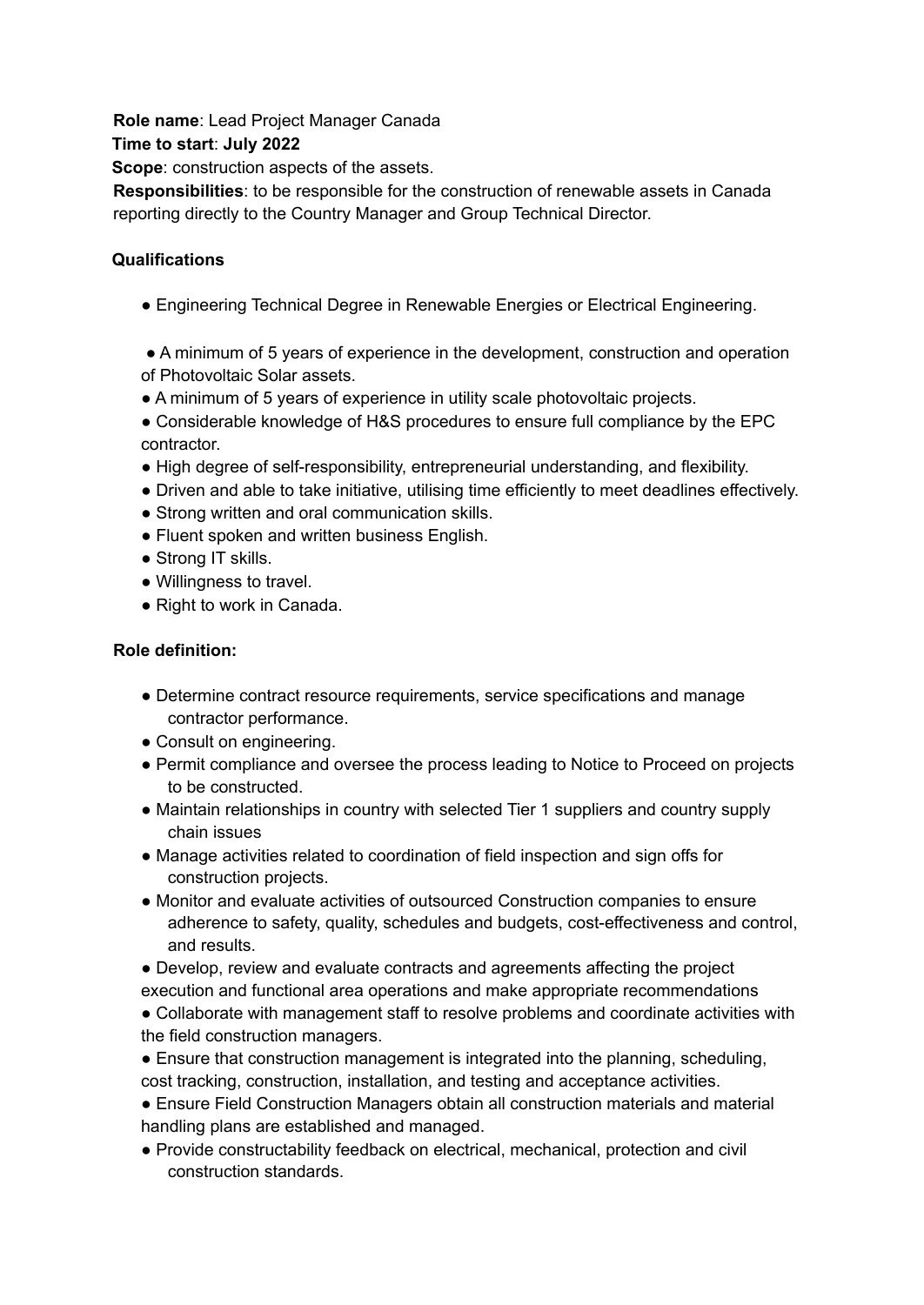**Role name**: Lead Project Manager Canada
**Time to start**: **July 2022**
**Scope**: construction aspects of the assets.
**Responsibilities**: to be responsible for the construction of renewable assets in Canada reporting directly to the Country Manager and Group Technical Director.

**Qualifications**

- Engineering Technical Degree in Renewable Energies or Electrical Engineering.
- A minimum of 5 years of experience in the development, construction and operation of Photovoltaic Solar assets.
- A minimum of 5 years of experience in utility scale photovoltaic projects.
- Considerable knowledge of H&S procedures to ensure full compliance by the EPC contractor.
- High degree of self-responsibility, entrepreneurial understanding, and flexibility.
- Driven and able to take initiative, utilising time efficiently to meet deadlines effectively.
- Strong written and oral communication skills.
- Fluent spoken and written business English.
- Strong IT skills.
- Willingness to travel.
- Right to work in Canada.

**Role definition:**

- Determine contract resource requirements, service specifications and manage contractor performance.
- Consult on engineering.
- Permit compliance and oversee the process leading to Notice to Proceed on projects to be constructed.
- Maintain relationships in country with selected Tier 1 suppliers and country supply chain issues
- Manage activities related to coordination of field inspection and sign offs for construction projects.
- Monitor and evaluate activities of outsourced Construction companies to ensure adherence to safety, quality, schedules and budgets, cost-effectiveness and control, and results.
- Develop, review and evaluate contracts and agreements affecting the project execution and functional area operations and make appropriate recommendations
- Collaborate with management staff to resolve problems and coordinate activities with the field construction managers.
- Ensure that construction management is integrated into the planning, scheduling, cost tracking, construction, installation, and testing and acceptance activities.
- Ensure Field Construction Managers obtain all construction materials and material handling plans are established and managed.
- Provide constructability feedback on electrical, mechanical, protection and civil construction standards.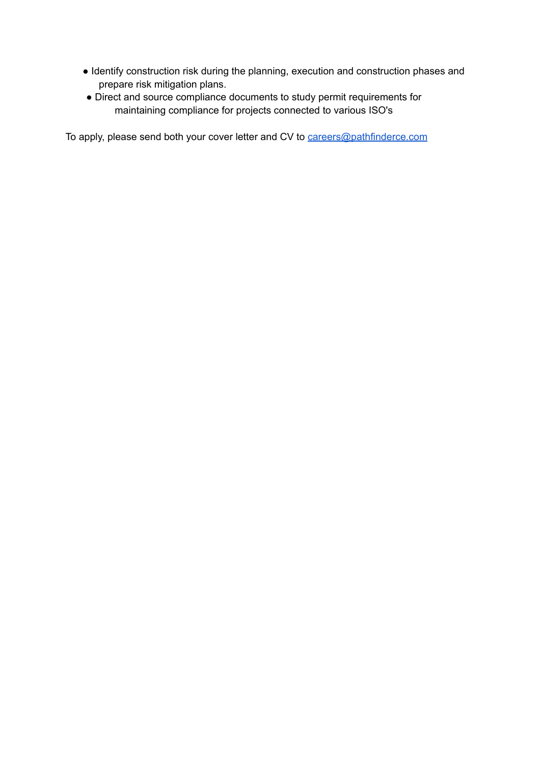- Identify construction risk during the planning, execution and construction phases and prepare risk mitigation plans.
- Direct and source compliance documents to study permit requirements for maintaining compliance for projects connected to various ISO's

To apply, please send both your cover letter and CV to [careers@pathfinderce.com](mailto:careers@pathfinderce.com)